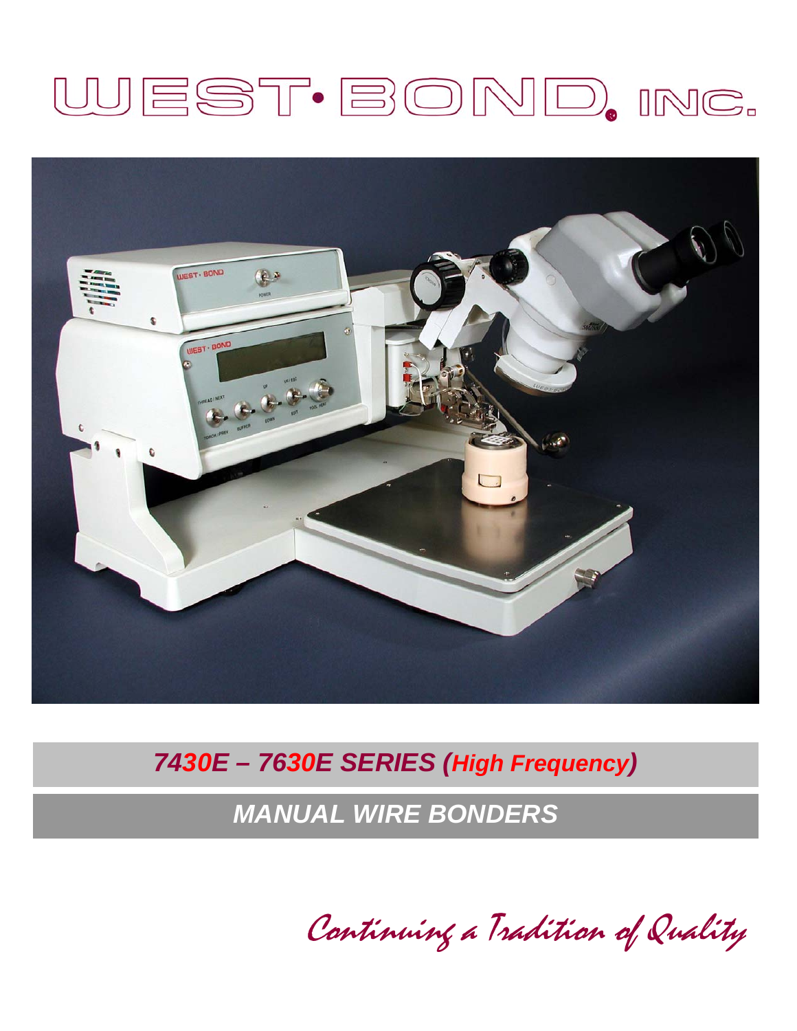# WEST·BOND, INC.

## *7430E – 7630E SERIES (High Frequency)*

## *MANUAL WIRE BONDERS*

*Continuing a Tradition of Quality*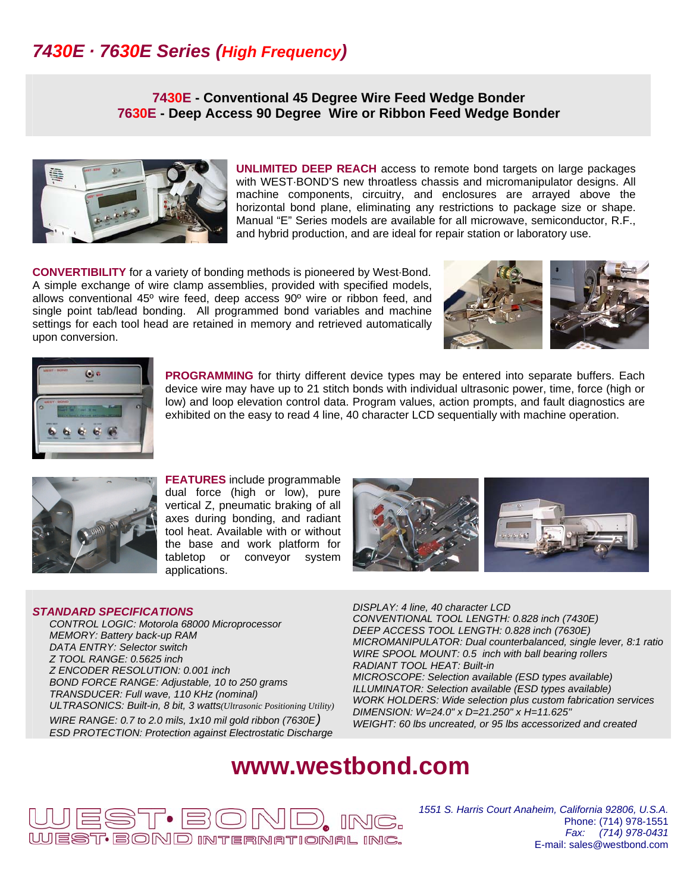# *7430E · 7630E Series (High Frequency)*

**7430E - Conventional 45 Degree Wire Feed Wedge Bonder**
**7630E - Deep Access 90 Degree Wire or Ribbon Feed Wedge Bonder**

**UNLIMITED DEEP REACH** access to remote bond targets on large packages with WEST·BOND'S new throatless chassis and micromanipulator designs. All machine components, circuitry, and enclosures are arrayed above the horizontal bond plane, eliminating any restrictions to package size or shape. Manual "E" Series models are available for all microwave, semiconductor, R.F., and hybrid production, and are ideal for repair station or laboratory use.

**CONVERTIBILITY** for a variety of bonding methods is pioneered by West·Bond. A simple exchange of wire clamp assemblies, provided with specified models, allows conventional 45º wire feed, deep access 90º wire or ribbon feed, and single point tab/lead bonding. All programmed bond variables and machine settings for each tool head are retained in memory and retrieved automatically upon conversion.

**PROGRAMMING** for thirty different device types may be entered into separate buffers. Each device wire may have up to 21 stitch bonds with individual ultrasonic power, time, force (high or low) and loop elevation control data. Program values, action prompts, and fault diagnostics are exhibited on the easy to read 4 line, 40 character LCD sequentially with machine operation.

**FEATURES** include programmable dual force (high or low), pure vertical Z, pneumatic braking of all axes during bonding, and radiant tool heat. Available with or without the base and work platform for tabletop or conveyor system applications.

## *STANDARD SPECIFICATIONS*

*CONTROL LOGIC: Motorola 68000 Microprocessor*
*MEMORY: Battery back-up RAM*
*DATA ENTRY: Selector switch*
*Z TOOL RANGE: 0.5625 inch*
*Z ENCODER RESOLUTION: 0.001 inch*
*BOND FORCE RANGE: Adjustable, 10 to 250 grams*
*TRANSDUCER: Full wave, 110 KHz (nominal)*
*ULTRASONICS: Built-in, 8 bit, 3 watts(Ultrasonic Positioning Utility)*
*WIRE RANGE: 0.7 to 2.0 mils, 1x10 mil gold ribbon (7630E)*
*ESD PROTECTION: Protection against Electrostatic Discharge*
*DISPLAY: 4 line, 40 character LCD*
*CONVENTIONAL TOOL LENGTH: 0.828 inch (7430E)*
*DEEP ACCESS TOOL LENGTH: 0.828 inch (7630E)*
*MICROMANIPULATOR: Dual counterbalanced, single lever, 8:1 ratio*
*WIRE SPOOL MOUNT: 0.5 inch with ball bearing rollers*
*RADIANT TOOL HEAT: Built-in*
*MICROSCOPE: Selection available (ESD types available)*
*ILLUMINATOR: Selection available (ESD types available)*
*WORK HOLDERS: Wide selection plus custom fabrication services*
*DIMENSION: W=24.0" x D=21.250" x H=11.625"*
*WEIGHT: 60 lbs uncreated, or 95 lbs accessorized and created*

# www.westbond.com

WEST·BOND, INC.
WEST·BOND INTERNATIONAL INC.

*1551 S. Harris Court Anaheim, California 92806, U.S.A.*
Phone: (714) 978-1551
*Fax: (714) 978-0431*
E-mail: sales@westbond.com